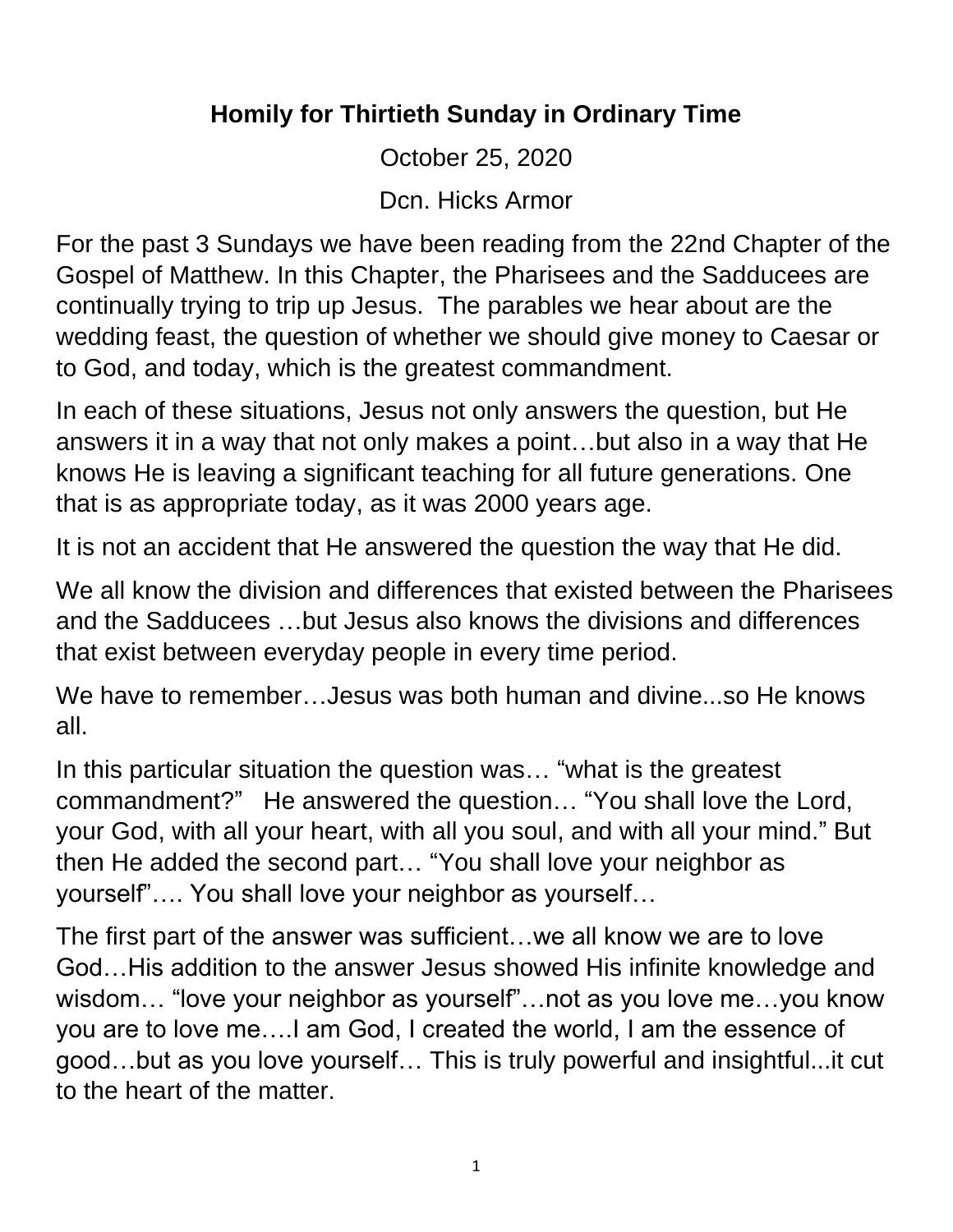# Homily for Thirtieth Sunday in Ordinary Time

October 25, 2020

Dcn. Hicks Armor

For the past 3 Sundays we have been reading from the 22nd Chapter of the Gospel of Matthew. In this Chapter, the Pharisees and the Sadducees are continually trying to trip up Jesus. The parables we hear about are the wedding feast, the question of whether we should give money to Caesar or to God, and today, which is the greatest commandment.

In each of these situations, Jesus not only answers the question, but He answers it in a way that not only makes a point…but also in a way that He knows He is leaving a significant teaching for all future generations. One that is as appropriate today, as it was 2000 years age.

It is not an accident that He answered the question the way that He did.

We all know the division and differences that existed between the Pharisees and the Sadducees …but Jesus also knows the divisions and differences that exist between everyday people in every time period.

We have to remember…Jesus was both human and divine...so He knows all.

In this particular situation the question was… "what is the greatest commandment?" He answered the question… "You shall love the Lord, your God, with all your heart, with all you soul, and with all your mind." But then He added the second part… "You shall love your neighbor as yourself"…. You shall love your neighbor as yourself…

The first part of the answer was sufficient…we all know we are to love God…His addition to the answer Jesus showed His infinite knowledge and wisdom… "love your neighbor as yourself"…not as you love me…you know you are to love me….I am God, I created the world, I am the essence of good…but as you love yourself… This is truly powerful and insightful...it cut to the heart of the matter.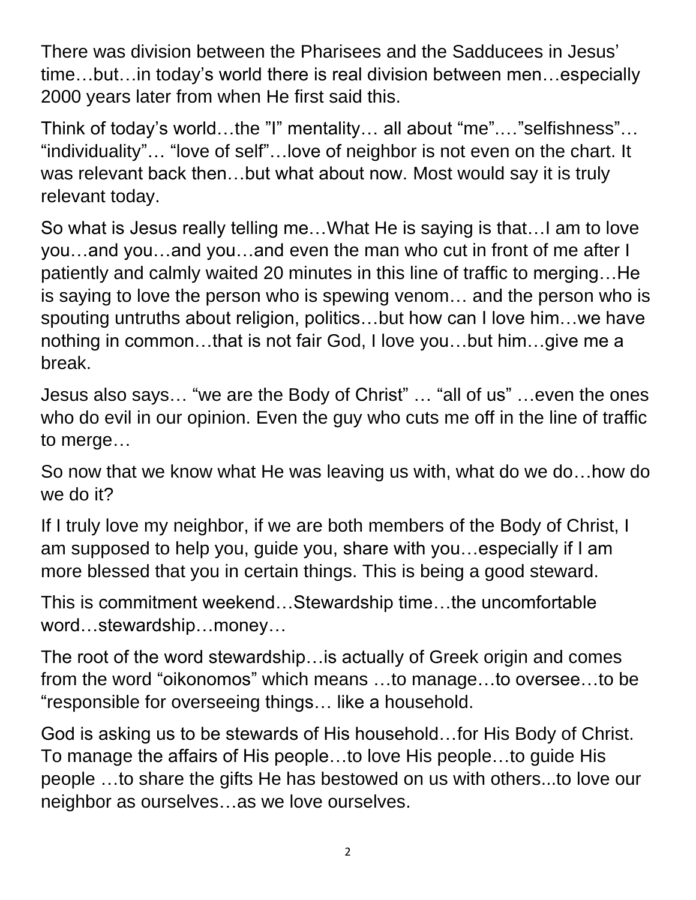There was division between the Pharisees and the Sadducees in Jesus' time…but…in today's world there is real division between men…especially 2000 years later from when He first said this.

Think of today's world…the "I" mentality… all about "me"…."selfishness"… "individuality"… "love of self"…love of neighbor is not even on the chart. It was relevant back then…but what about now. Most would say it is truly relevant today.

So what is Jesus really telling me…What He is saying is that…I am to love you…and you…and you…and even the man who cut in front of me after I patiently and calmly waited 20 minutes in this line of traffic to merging…He is saying to love the person who is spewing venom… and the person who is spouting untruths about religion, politics…but how can I love him…we have nothing in common…that is not fair God, I love you…but him…give me a break.

Jesus also says… "we are the Body of Christ" … "all of us" …even the ones who do evil in our opinion. Even the guy who cuts me off in the line of traffic to merge…

So now that we know what He was leaving us with, what do we do…how do we do it?

If I truly love my neighbor, if we are both members of the Body of Christ, I am supposed to help you, guide you, share with you…especially if I am more blessed that you in certain things. This is being a good steward.

This is commitment weekend…Stewardship time…the uncomfortable word…stewardship…money…

The root of the word stewardship…is actually of Greek origin and comes from the word "oikonomos" which means …to manage…to oversee…to be "responsible for overseeing things… like a household.

God is asking us to be stewards of His household…for His Body of Christ. To manage the affairs of His people…to love His people…to guide His people …to share the gifts He has bestowed on us with others...to love our neighbor as ourselves…as we love ourselves.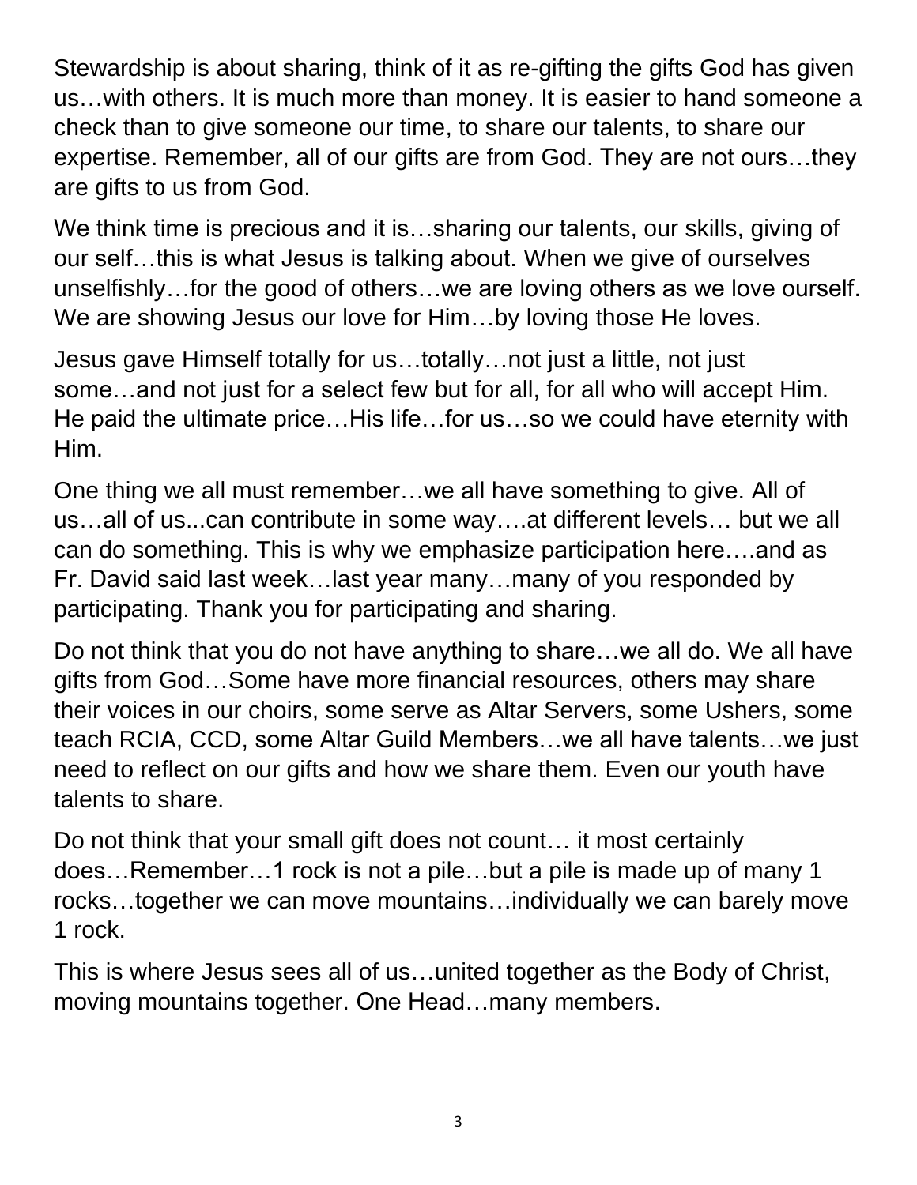Stewardship is about sharing, think of it as re-gifting the gifts God has given us…with others. It is much more than money. It is easier to hand someone a check than to give someone our time, to share our talents, to share our expertise. Remember, all of our gifts are from God. They are not ours…they are gifts to us from God.

We think time is precious and it is…sharing our talents, our skills, giving of our self…this is what Jesus is talking about. When we give of ourselves unselfishly…for the good of others…we are loving others as we love ourself. We are showing Jesus our love for Him…by loving those He loves.

Jesus gave Himself totally for us…totally…not just a little, not just some…and not just for a select few but for all, for all who will accept Him. He paid the ultimate price…His life…for us…so we could have eternity with Him.

One thing we all must remember…we all have something to give. All of us…all of us...can contribute in some way….at different levels… but we all can do something. This is why we emphasize participation here….and as Fr. David said last week…last year many…many of you responded by participating. Thank you for participating and sharing.

Do not think that you do not have anything to share…we all do. We all have gifts from God…Some have more financial resources, others may share their voices in our choirs, some serve as Altar Servers, some Ushers, some teach RCIA, CCD, some Altar Guild Members…we all have talents…we just need to reflect on our gifts and how we share them. Even our youth have talents to share.

Do not think that your small gift does not count… it most certainly does…Remember…1 rock is not a pile…but a pile is made up of many 1 rocks…together we can move mountains…individually we can barely move 1 rock.

This is where Jesus sees all of us…united together as the Body of Christ, moving mountains together. One Head…many members.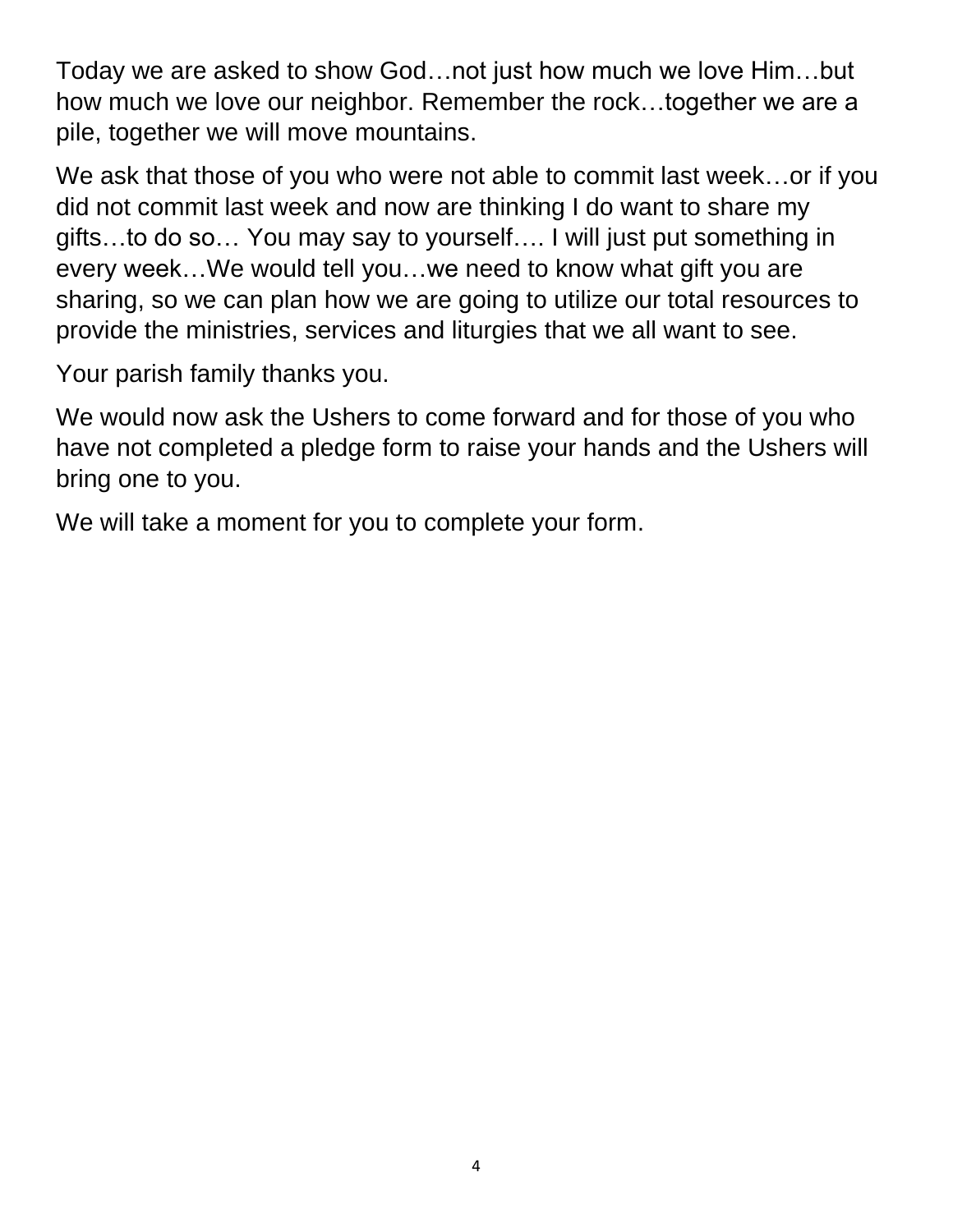Today we are asked to show God…not just how much we love Him…but how much we love our neighbor. Remember the rock…together we are a pile, together we will move mountains.

We ask that those of you who were not able to commit last week…or if you did not commit last week and now are thinking I do want to share my gifts…to do so… You may say to yourself…. I will just put something in every week…We would tell you…we need to know what gift you are sharing, so we can plan how we are going to utilize our total resources to provide the ministries, services and liturgies that we all want to see.

Your parish family thanks you.

We would now ask the Ushers to come forward and for those of you who have not completed a pledge form to raise your hands and the Ushers will bring one to you.

We will take a moment for you to complete your form.